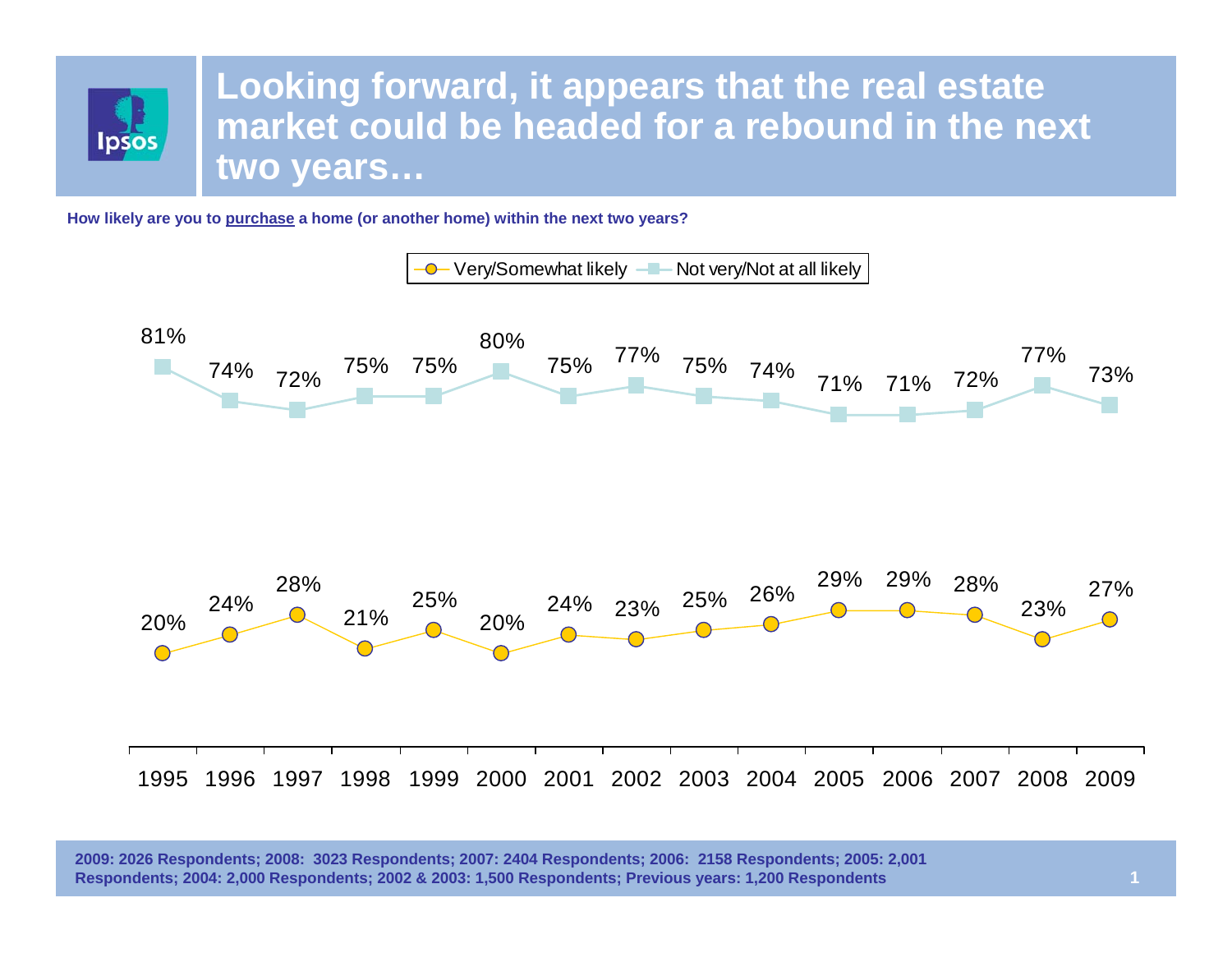# Looking forward, it appears that the real estate market could be headed for a rebound in the next two years…

**How likely are you to purchase a home (or another home) within the next two years?**

Very/Somewhat likely
Not very/Not at all likely

81%
74%
72%
75%
75%
80%
75%
77%
75%
74%
71%
71%
72%
77%
73%

20%
24%
28%
21%
25%
20%
24%
23%
25%
26%
29%
29%
28%
23%
27%

1995
1996
1997
1998
1999
2000
2001
2002
2003
2004
2005
2006
2007
2008
2009

**2009: 2026 Respondents; 2008: 3023 Respondents; 2007: 2404 Respondents; 2006: 2158 Respondents; 2005: 2,001 Respondents; 2004: 2,000 Respondents; 2002 & 2003: 1,500 Respondents; Previous years: 1,200 Respondents**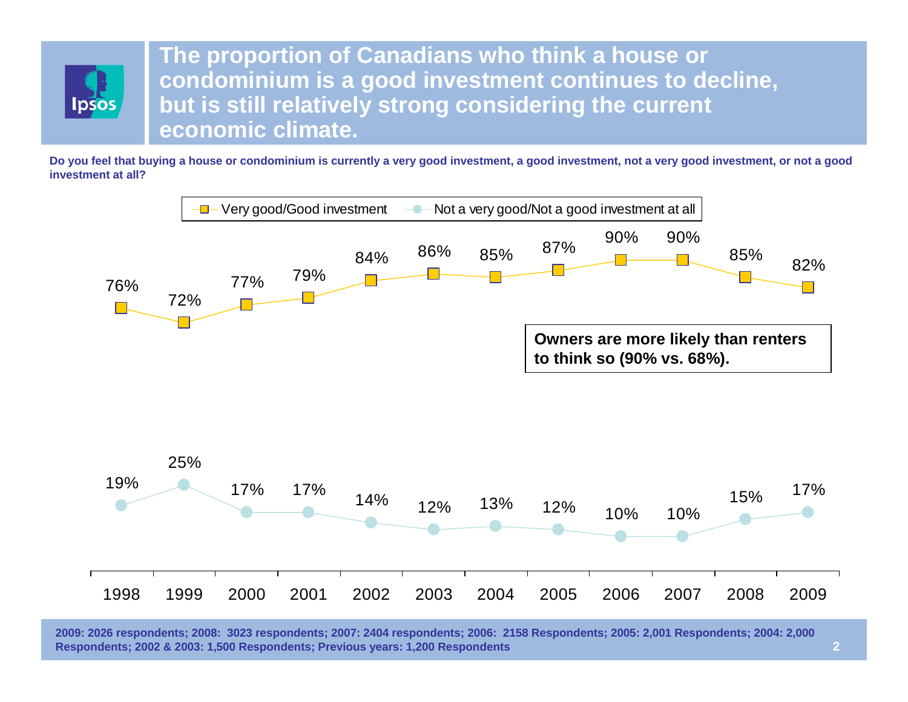# The proportion of Canadians who think a house or condominium is a good investment continues to decline, but is still relatively strong considering the current economic climate.

**Do you feel that buying a house or condominium is currently a very good investment, a good investment, not a very good investment, or not a good investment at all?**

Very good/Good investment
Not a very good/Not a good investment at all

76%
72%
77%
79%
84%
86%
85%
87%
90%
90%
85%
82%

**Owners are more likely than renters to think so (90% vs. 68%).**

19%
25%
17%
17%
14%
12%
13%
12%
10%
10%
15%
17%

1998
1999
2000
2001
2002
2003
2004
2005
2006
2007
2008
2009

**2009: 2026 respondents; 2008: 3023 respondents; 2007: 2404 respondents; 2006: 2158 Respondents; 2005: 2,001 Respondents; 2004: 2,000 Respondents; 2002 & 2003: 1,500 Respondents; Previous years: 1,200 Respondents**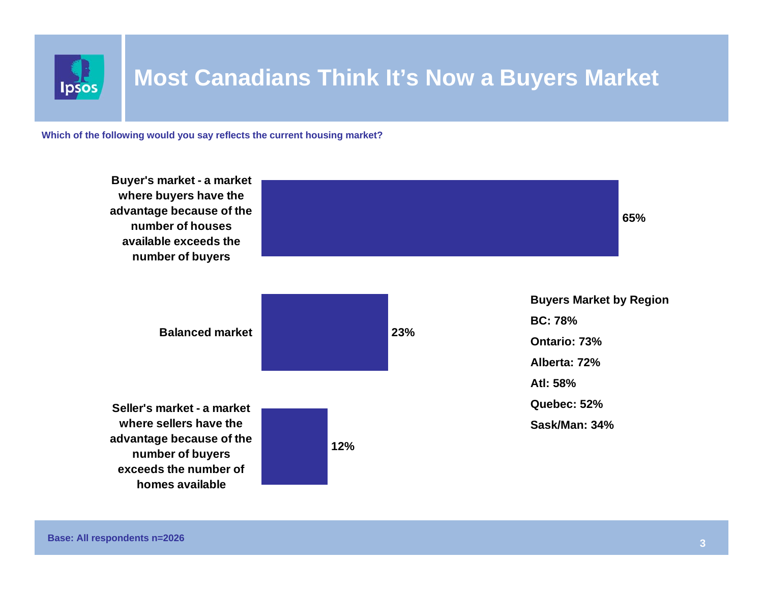# Most Canadians Think It's Now a Buyers Market

**Which of the following would you say reflects the current housing market?**

Buyer's market - a market where buyers have the advantage because of the number of houses available exceeds the number of buyers

65%

Balanced market

23%

Seller's market - a market where sellers have the advantage because of the number of buyers exceeds the number of homes available

12%

**Buyers Market by Region**

**BC: 78%**

**Ontario: 73%**

**Alberta: 72%**

**Atl: 58%**

**Quebec: 52%**

**Sask/Man: 34%**

**Base: All respondents n=2026**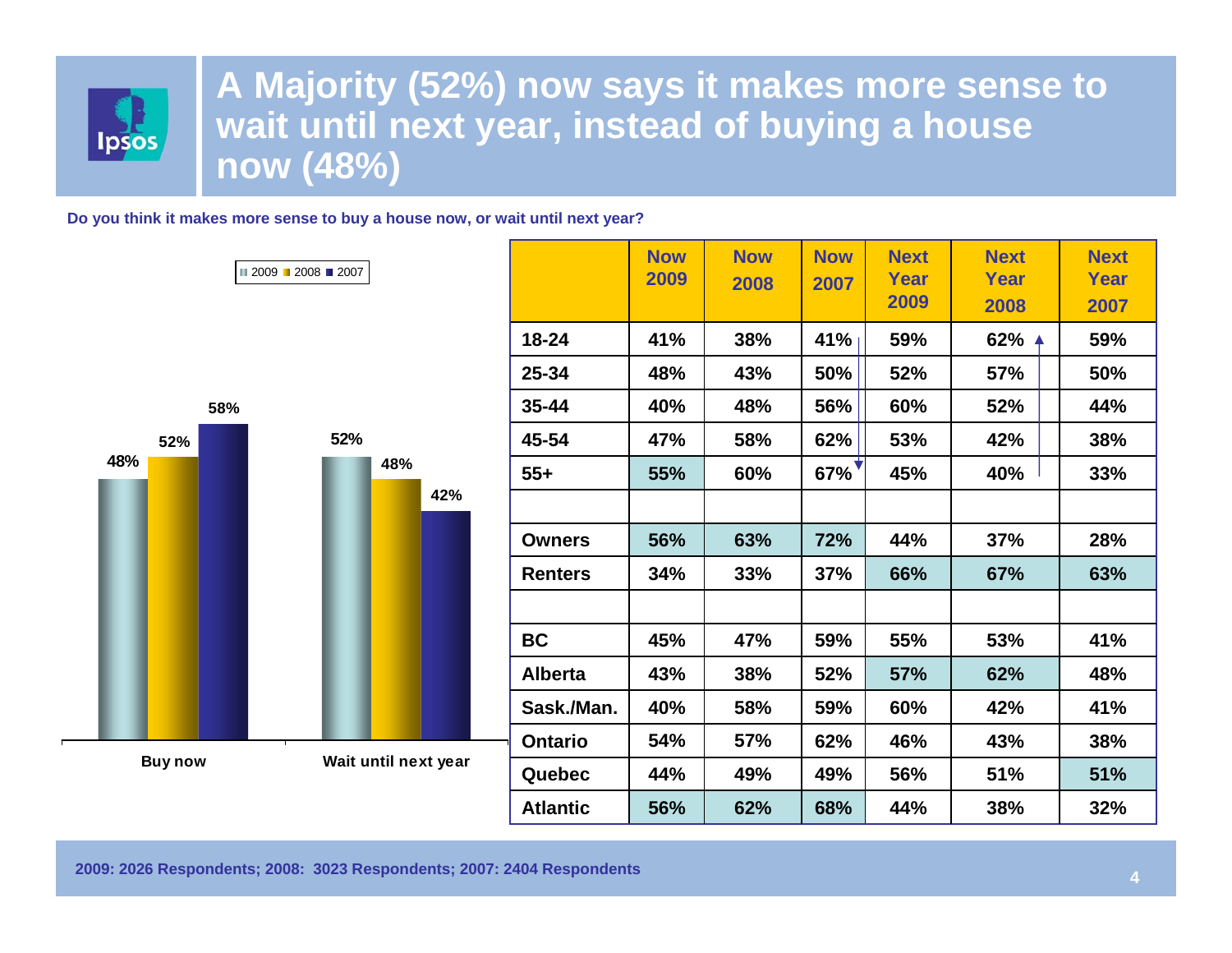# A Majority (52%) now says it makes more sense to wait until next year, instead of buying a house now (48%)

**Do you think it makes more sense to buy a house now, or wait until next year?**

2009 2008 2007

Buy now: 48% 52% 58%

Wait until next year: 52% 48% 42%

| | Now 2009 | Now 2008 | Now 2007 | Next Year 2009 | Next Year 2008 | Next Year 2007 |
|---|---|---|---|---|---|---|
| 18-24 | 41% | 38% | 41% | 59% | 62% | 59% |
| 25-34 | 48% | 43% | 50% | 52% | 57% | 50% |
| 35-44 | 40% | 48% | 56% | 60% | 52% | 44% |
| 45-54 | 47% | 58% | 62% | 53% | 42% | 38% |
| 55+ | 55% | 60% | 67% | 45% | 40% | 33% |
| | | | | | | |
| Owners | 56% | 63% | 72% | 44% | 37% | 28% |
| Renters | 34% | 33% | 37% | 66% | 67% | 63% |
| | | | | | | |
| BC | 45% | 47% | 59% | 55% | 53% | 41% |
| Alberta | 43% | 38% | 52% | 57% | 62% | 48% |
| Sask./Man. | 40% | 58% | 59% | 60% | 42% | 41% |
| Ontario | 54% | 57% | 62% | 46% | 43% | 38% |
| Quebec | 44% | 49% | 49% | 56% | 51% | 51% |
| Atlantic | 56% | 62% | 68% | 44% | 38% | 32% |

2009: 2026 Respondents; 2008: 3023 Respondents; 2007: 2404 Respondents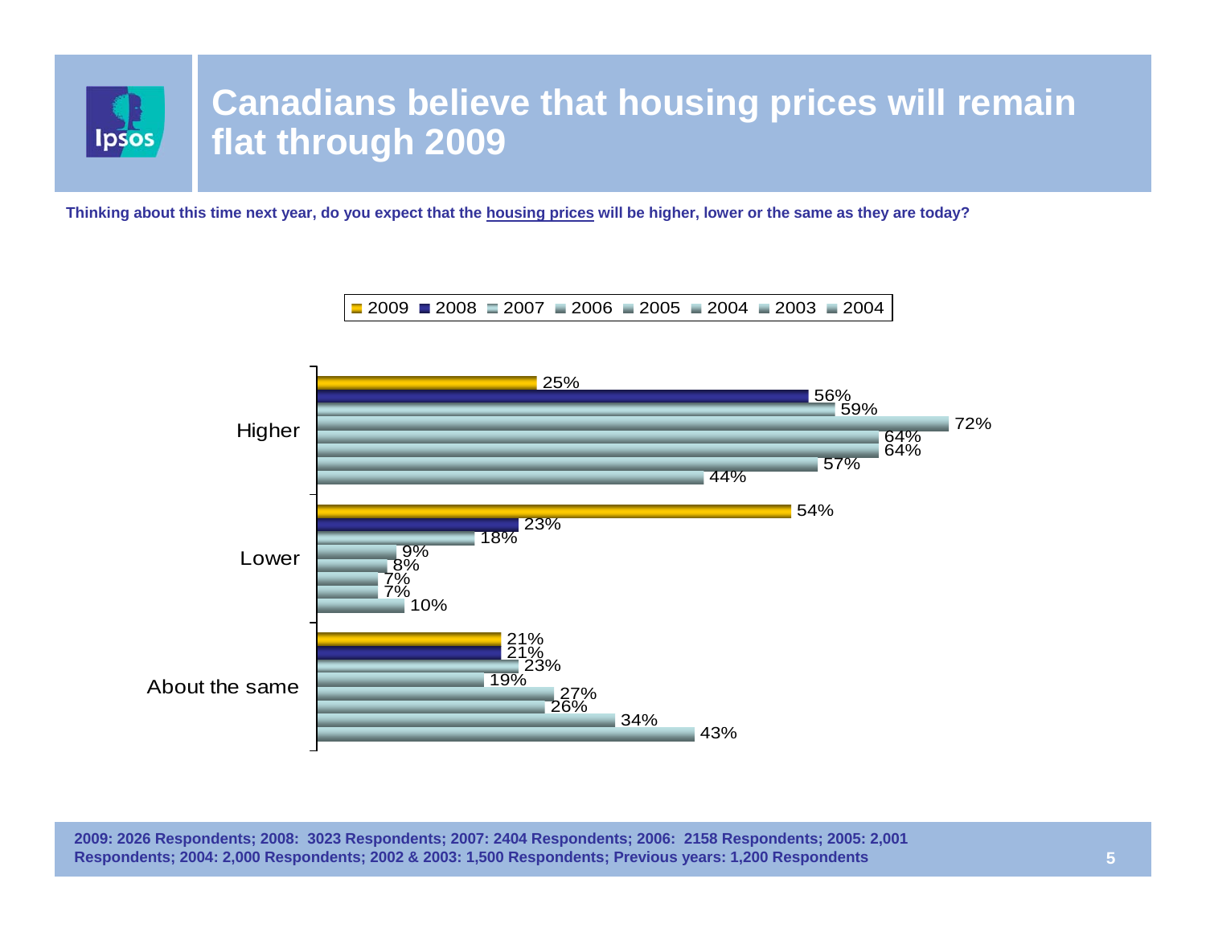# Canadians believe that housing prices will remain flat through 2009

**Thinking about this time next year, do you expect that the housing prices will be higher, lower or the same as they are today?**

2009 2008 2007 2006 2005 2004 2003 2004

Higher

25%
56%
59%
72%
64%
64%
57%
44%

Lower

54%
23%
18%
9%
8%
7%
7%
10%

About the same

21%
21%
23%
19%
27%
26%
34%
43%

**2009: 2026 Respondents; 2008: 3023 Respondents; 2007: 2404 Respondents; 2006: 2158 Respondents; 2005: 2,001 Respondents; 2004: 2,000 Respondents; 2002 & 2003: 1,500 Respondents; Previous years: 1,200 Respondents**